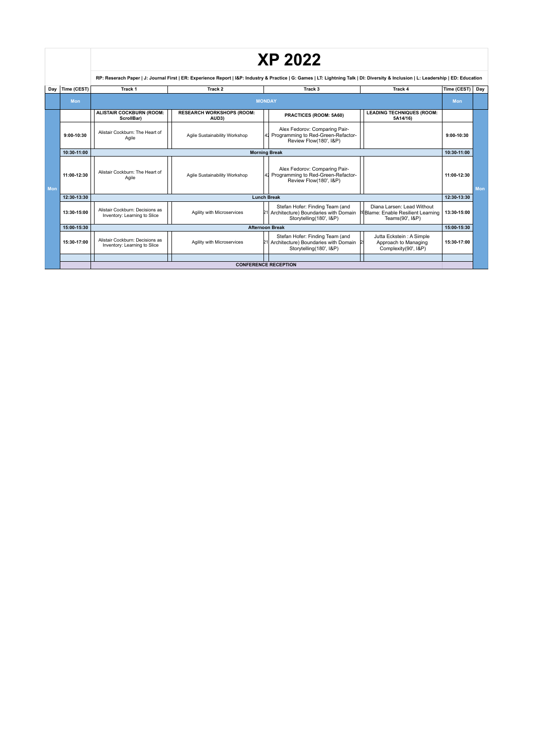# XP 2022

RP: Reserach Paper | J: Journal First | ER: Experience Report | I&P: Industry & Practice | G: Games | LT: Lightning Talk | DI: Diversity & Inclusion | L: Leadership | ED: Education

| Day | Time (CEST) | Track 1 | Track 2 | Track 3 | Track 4 | Time (CEST) | Day |
|---|---|---|---|---|---|---|---|
| Mon | Mon | MONDAY | | | | Mon | |
| Mon | | **ALISTAIR COCKBURN (ROOM: ScrollBar)** | **RESEARCH WORKSHOPS (ROOM: AUD3)** | **PRACTICES (ROOM: 5A60)** | **LEADING TECHNIQUES (ROOM: 5A14/16)** | | Mon |
| | 9:00-10:30 | Alistair Cockburn: The Heart of Agile | Agile Sustainability Workshop | 42 Alex Fedorov: Comparing Pair-Programming to Red-Green-Refactor-Review Flow(180', I&P) | | 9:00-10:30 | |
| | 10:30-11:00 | Morning Break | | | | 10:30-11:00 | |
| | 11:00-12:30 | Alistair Cockburn: The Heart of Agile | Agile Sustainability Workshop | 42 Alex Fedorov: Comparing Pair-Programming to Red-Green-Refactor-Review Flow(180', I&P) | | 11:00-12:30 | |
| | 12:30-13:30 | Lunch Break | | | | 12:30-13:30 | |
| | 13:30-15:00 | Alistair Cockburn: Decisions as Inventory: Learning to Slice | Agility with Microservices | 21 Stefan Hofer: Finding Team (and Architecture) Boundaries with Domain Storytelling(180', I&P) | 26 Diana Larsen: Lead Without Blame: Enable Resilient Learning Teams(90', I&P) | 13:30-15:00 | |
| | 15:00-15:30 | Afternoon Break | | | | 15:00-15:30 | |
| | 15:30-17:00 | Alistair Cockburn: Decisions as Inventory: Learning to Slice | Agility with Microservices | 21 Stefan Hofer: Finding Team (and Architecture) Boundaries with Domain Storytelling(180', I&P) | 2 Jutta Eckstein : A Simple Approach to Managing Complexity(90', I&P) | 15:30-17:00 | |
| | | | | | | | |
| | | CONFERENCE RECEPTION | | | | | |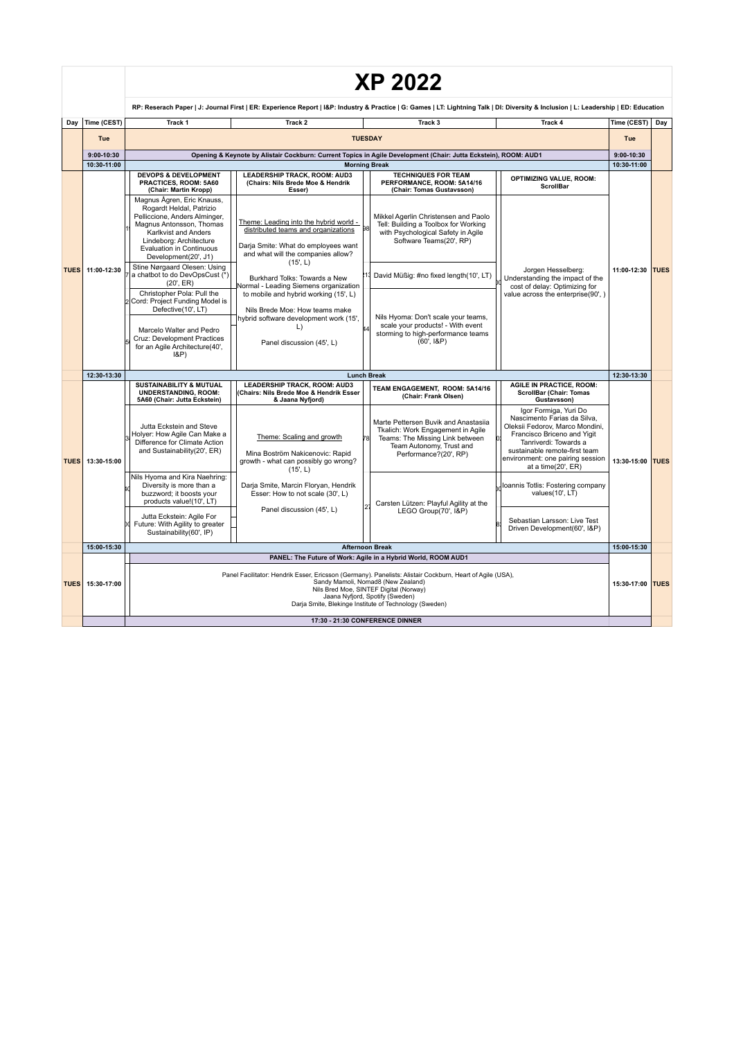# XP 2022

RP: Reserach Paper | J: Journal First | ER: Experience Report | I&P: Industry & Practice | G: Games | LT: Lightning Talk | DI: Diversity & Inclusion | L: Leadership | ED: Education

| Day | Time (CEST) | Track 1 | Track 2 | Track 3 | Track 4 | Time (CEST) | Day |
|---|---|---|---|---|---|---|---|
| Tue | | TUESDAY | | | | Tue | |
| | 9:00-10:30 | Opening & Keynote by Alistair Cockburn: Current Topics in Agile Development (Chair: Jutta Eckstein), ROOM: AUD1 | | | | 9:00-10:30 | |
| | 10:30-11:00 | Morning Break | | | | 10:30-11:00 | |
| TUES | 11:00-12:30 | **DEVOPS & DEVELOPMENT PRACTICES, ROOM: 5A60 (Chair: Martin Kropp)**<br>Magnus Ågren, Eric Knauss, Rogardt Heldal, Patrizio Pelliccione, Anders Alminger, Magnus Antonsson, Thomas Karlkvist and Anders Lindeborg: Architecture Evaluation in Continuous Development(20', J1)<br>Stine Nørgaard Olesen: Using a chatbot to do DevOpsCust (*)(20', ER)<br>Christopher Pola: Pull the Cord: Project Funding Model is Defective(10', LT)<br>Marcelo Walter and Pedro Cruz: Development Practices for an Agile Architecture(40', I&P) | **LEADERSHIP TRACK, ROOM: AUD3 (Chairs: Nils Brede Moe & Hendrik Esser)**<br>Theme: Leading into the hybrid world - distributed teams and organizations<br>Darja Smite: What do employees want and what will the companies allow? (15', L)<br>Burkhard Tolks: Towards a New Normal - Leading Siemens organization to mobile and hybrid working (15', L)<br>Nils Brede Moe: How teams make hybrid software development work (15', L)<br>Panel discussion (45', L) | **TECHNIQUES FOR TEAM PERFORMANCE, ROOM: 5A14/16 (Chair: Tomas Gustavsson)**<br>Mikkel Agerlin Christensen and Paolo Tell: Building a Toolbox for Working with Psychological Safety in Agile Software Teams(20', RP)<br>David Müßig: #no fixed length(10', LT)<br>Nils Hyoma: Don't scale your teams, scale your products! - With event storming to high-performance teams (60', I&P) | **OPTIMIZING VALUE, ROOM: ScrollBar**<br>Jorgen Hesselberg: Understanding the impact of the cost of delay: Optimizing for value across the enterprise(90', ) | 11:00-12:30 | TUES |
| | 12:30-13:30 | Lunch Break | | | | 12:30-13:30 | |
| TUES | 13:30-15:00 | **SUSTAINABILITY & MUTUAL UNDERSTANDING, ROOM: 5A60 (Chair: Jutta Eckstein)**<br>Jutta Eckstein and Steve Holyer: How Agile Can Make a Difference for Climate Action and Sustainability(20', ER)<br>Nils Hyoma and Kira Naehring: Diversity is more than a buzzword; it boosts your products value!(10', LT)<br>Jutta Eckstein: Agile For Future: With Agility to greater Sustainability(60', IP) | **LEADERSHIP TRACK, ROOM: AUD3 (Chairs: Nils Brede Moe & Hendrik Esser & Jaana Nyfjord)**<br>Theme: Scaling and growth<br>Mina Boström Nakicenovic: Rapid growth - what can possibly go wrong? (15', L)<br>Darja Smite, Marcin Floryan, Hendrik Esser: How to not scale (30', L)<br>Panel discussion (45', L) | **TEAM ENGAGEMENT, ROOM: 5A14/16 (Chair: Frank Olsen)**<br>Marte Pettersen Buvik and Anastasiia Tkalich: Work Engagement in Agile Teams: The Missing Link between Team Autonomy, Trust and Performance?(20', RP)<br>Carsten Lützen: Playful Agility at the LEGO Group(70', I&P) | **AGILE IN PRACTICE, ROOM: ScrollBar (Chair: Tomas Gustavsson)**<br>Igor Formiga, Yuri Do Nascimento Farias da Silva, Oleksii Fedorov, Marco Mondini, Francisco Briceno and Yigit Tanriverdi: Towards a sustainable remote-first team environment: one pairing session at a time(20', ER)<br>Ioannis Totlis: Fostering company values(10', LT)<br>Sebastian Larsson: Live Test Driven Development(60', I&P) | 13:30-15:00 | TUES |
| | 15:00-15:30 | Afternoon Break | | | | 15:00-15:30 | |
| TUES | 15:30-17:00 | **PANEL: The Future of Work: Agile in a Hybrid World, ROOM AUD1**<br>Panel Facilitator: Hendrik Esser, Ericsson (Germany). Panelists: Alistair Cockburn, Heart of Agile (USA), Sandy Mamoli, Nomad8 (New Zealand) Nils Bred Moe, SINTEF Digital (Norway) Jaana Nyfjord, Spotify (Sweden) Darja Smite, Blekinge Institute of Technology (Sweden) | | | | 15:30-17:00 | TUES |
| | | 17:30 - 21:30 CONFERENCE DINNER | | | | | |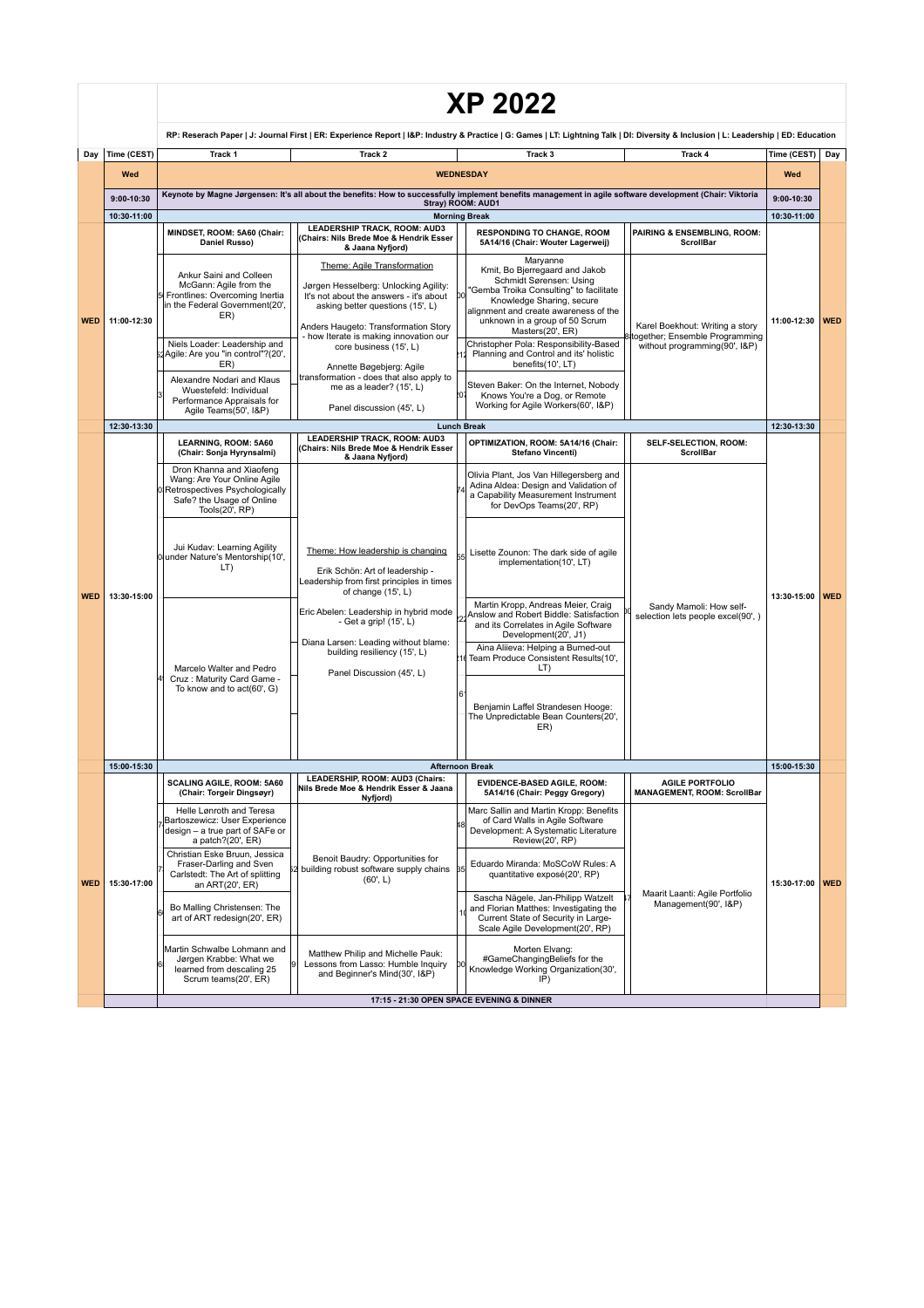# XP 2022

RP: Reserach Paper | J: Journal First | ER: Experience Report | I&P: Industry & Practice | G: Games | LT: Lightning Talk | DI: Diversity & Inclusion | L: Leadership | ED: Education

| Day | Time (CEST) | Track 1 | Track 2 | Track 3 | Track 4 | Time (CEST) | Day |
|---|---|---|---|---|---|---|---|
| Wed | | WEDNESDAY | | | | Wed | |
| | 9:00-10:30 | Keynote by Magne Jørgensen: It's all about the benefits: How to successfully implement benefits management in agile software development (Chair: Viktoria Stray) ROOM: AUD1 | | | | 9:00-10:30 | |
| | 10:30-11:00 | Morning Break | | | | 10:30-11:00 | |
| WED | 11:00-12:30 | **MINDSET, ROOM: 5A60 (Chair: Daniel Russo)**<br>Ankur Saini and Colleen McGann: Agile from the Frontlines: Overcoming Inertia in the Federal Government(20', ER)<br>Niels Loader: Leadership and Agile: Are you "in control"?(20', ER)<br>Alexandre Nodari and Klaus Wuestefeld: Individual Performance Appraisals for Agile Teams(50', I&P) | **LEADERSHIP TRACK, ROOM: AUD3 (Chairs: Nils Brede Moe & Hendrik Esser & Jaana Nyfjord)**<br>Theme: Agile Transformation<br>Jørgen Hesselberg: Unlocking Agility: It's not about the answers - it's about asking better questions (15', L)<br>Anders Haugeto: Transformation Story - how Iterate is making innovation our core business (15', L)<br>Annette Bøgebjerg: Agile transformation - does that also apply to me as a leader? (15', L)<br>Panel discussion (45', L) | **RESPONDING TO CHANGE, ROOM 5A14/16 (Chair: Wouter Lagerweij)**<br>Maryanne Kmit, Bo Bjerregaard and Jakob Schmidt Sørensen: Using "Gemba Troika Consulting" to facilitate Knowledge Sharing, secure alignment and create awareness of the unknown in a group of 50 Scrum Masters(20', ER)<br>Christopher Pola: Responsibility-Based Planning and Control and its' holistic benefits(10', LT)<br>Steven Baker: On the Internet, Nobody Knows You're a Dog, or Remote Working for Agile Workers(60', I&P) | **PAIRING & ENSEMBLING, ROOM: ScrollBar**<br>Karel Boekhout: Writing a story together; Ensemble Programming without programming(90', I&P) | 11:00-12:30 | WED |
| | 12:30-13:30 | Lunch Break | | | | 12:30-13:30 | |
| WED | 13:30-15:00 | **LEARNING, ROOM: 5A60 (Chair: Sonja Hyrynsalmi)**<br>Dron Khanna and Xiaofeng Wang: Are Your Online Agile Retrospectives Psychologically Safe? the Usage of Online Tools(20', RP)<br>Jui Kudav: Learning Agility under Nature's Mentorship(10', LT)<br>Marcelo Walter and Pedro Cruz : Maturity Card Game - To know and to act(60', G) | **LEADERSHIP TRACK, ROOM: AUD3 (Chairs: Nils Brede Moe & Hendrik Esser & Jaana Nyfjord)**<br>Theme: How leadership is changing<br>Erik Schön: Art of leadership - Leadership from first principles in times of change (15', L)<br>Eric Abelen: Leadership in hybrid mode - Get a grip! (15', L)<br>Diana Larsen: Leading without blame: building resiliency (15', L)<br>Panel Discussion (45', L) | **OPTIMIZATION, ROOM: 5A14/16 (Chair: Stefano Vincenti)**<br>Olivia Plant, Jos Van Hillegersberg and Adina Aldea: Design and Validation of a Capability Measurement Instrument for DevOps Teams(20', RP)<br>Lisette Zounon: The dark side of agile implementation(10', LT)<br>Martin Kropp, Andreas Meier, Craig Anslow and Robert Biddle: Satisfaction and its Correlates in Agile Software Development(20', J1)<br>Aina Aliieva: Helping a Burned-out Team Produce Consistent Results(10', LT)<br>Benjamin Laffel Strandesen Hooge: The Unpredictable Bean Counters(20', ER) | **SELF-SELECTION, ROOM: ScrollBar**<br>Sandy Mamoli: How self-selection lets people excel(90', ) | 13:30-15:00 | WED |
| | 15:00-15:30 | Afternoon Break | | | | 15:00-15:30 | |
| WED | 15:30-17:00 | **SCALING AGILE, ROOM: 5A60 (Chair: Torgeir Dingsøyr)**<br>Helle Lønroth and Teresa Bartoszewicz: User Experience design – a true part of SAFe or a patch?(20', ER)<br>Christian Eske Bruun, Jessica Fraser-Darling and Sven Carlstedt: The Art of splitting an ART(20', ER)<br>Bo Malling Christensen: The art of ART redesign(20', ER)<br>Martin Schwalbe Lohmann and Jørgen Krabbe: What we learned from descaling 25 Scrum teams(20', ER) | **LEADERSHIP, ROOM: AUD3 (Chairs: Nils Brede Moe & Hendrik Esser & Jaana Nyfjord)**<br>Benoit Baudry: Opportunities for building robust software supply chains (60', L)<br>Matthew Philip and Michelle Pauk: Lessons from Lasso: Humble Inquiry and Beginner's Mind(30', I&P) | **EVIDENCE-BASED AGILE, ROOM: 5A14/16 (Chair: Peggy Gregory)**<br>Marc Sallin and Martin Kropp: Benefits of Card Walls in Agile Software Development: A Systematic Literature Review(20', RP)<br>Eduardo Miranda: MoSCoW Rules: A quantitative exposé(20', RP)<br>Sascha Nägele, Jan-Philipp Watzelt and Florian Matthes: Investigating the Current State of Security in Large-Scale Agile Development(20', RP)<br>Morten Elvang: #GameChangingBeliefs for the Knowledge Working Organization(30', IP) | **AGILE PORTFOLIO MANAGEMENT, ROOM: ScrollBar**<br>Maarit Laanti: Agile Portfolio Management(90', I&P) | 15:30-17:00 | WED |
| | | 17:15 - 21:30 OPEN SPACE EVENING & DINNER | | | | | |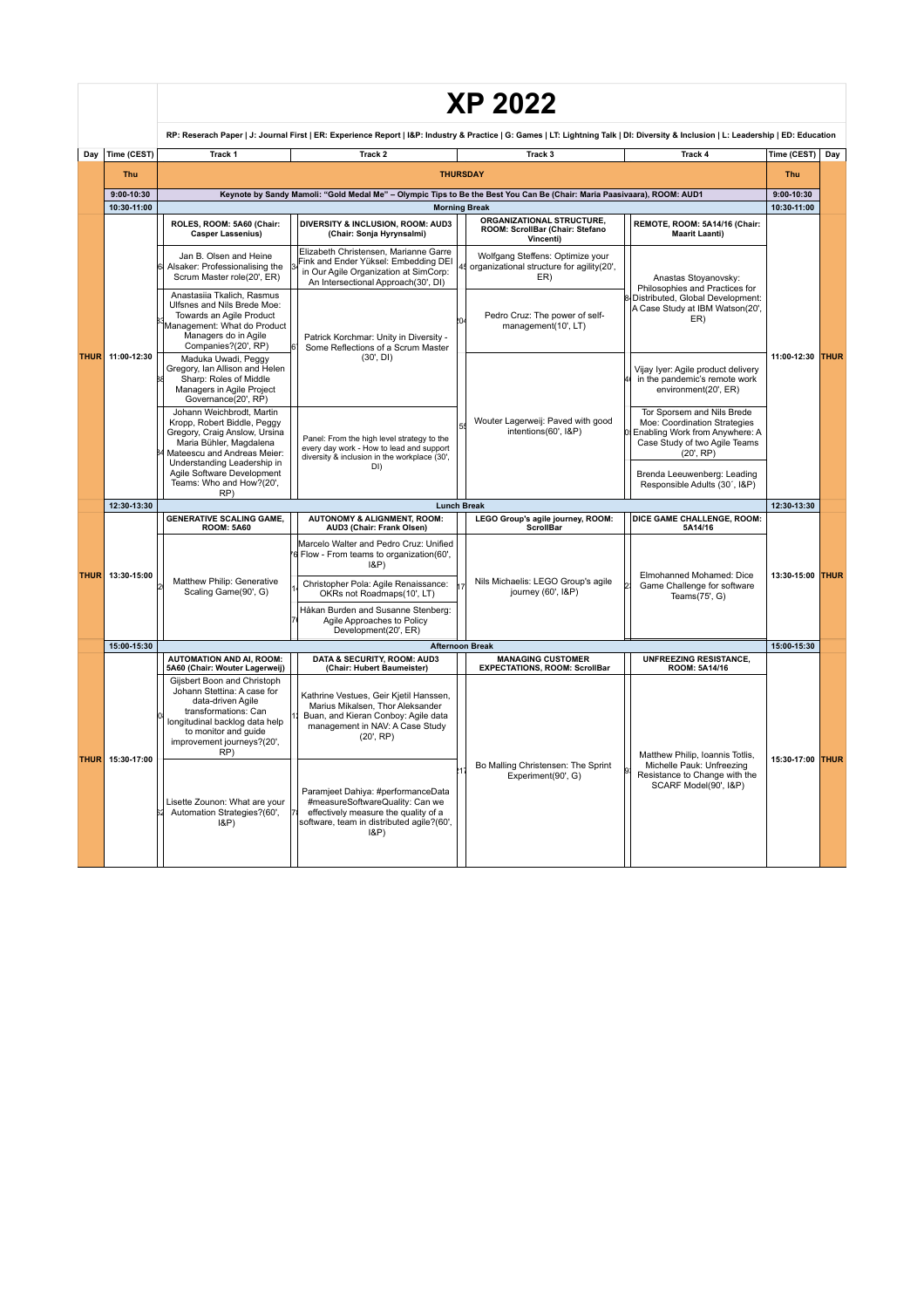# XP 2022

RP: Reserach Paper | J: Journal First | ER: Experience Report | I&P: Industry & Practice | G: Games | LT: Lightning Talk | DI: Diversity & Inclusion | L: Leadership | ED: Education

| Day | Time (CEST) | Track 1 | Track 2 | Track 3 | Track 4 | Time (CEST) | Day |
|---|---|---|---|---|---|---|---|
| Thu | | THURSDAY | | | | Thu | |
| | 9:00-10:30 | Keynote by Sandy Mamoli: "Gold Medal Me" – Olympic Tips to Be the Best You Can Be (Chair: Maria Paasivaara), ROOM: AUD1 | | | | 9:00-10:30 | |
| | 10:30-11:00 | Morning Break | | | | 10:30-11:00 | |
| THUR | 11:00-12:30 | **ROLES, ROOM: 5A60 (Chair: Casper Lassenius)** | **DIVERSITY & INCLUSION, ROOM: AUD3 (Chair: Sonja Hyrynsalmi)** | **ORGANIZATIONAL STRUCTURE, ROOM: ScrollBar (Chair: Stefano Vincenti)** | **REMOTE, ROOM: 5A14/16 (Chair: Maarit Laanti)** | 11:00-12:30 | THUR |
| | | Jan B. Olsen and Heine Alsaker: Professionalising the Scrum Master role(20', ER) | Elizabeth Christensen, Marianne Garre Fink and Ender Yüksel: Embedding DEI in Our Agile Organization at SimCorp: An Intersectional Approach(30', DI) | Wolfgang Steffens: Optimize your organizational structure for agility(20', ER) | Anastas Stoyanovsky: Philosophies and Practices for Distributed, Global Development: A Case Study at IBM Watson(20', ER) | | |
| | | Anastasiia Tkalich, Rasmus Ulfsnes and Nils Brede Moe: Towards an Agile Product Management: What do Product Managers do in Agile Companies?(20', RP) | Patrick Korchmar: Unity in Diversity - Some Reflections of a Scrum Master (30', DI) | Pedro Cruz: The power of self-management(10', LT) | | | |
| | | Maduka Uwadi, Peggy Gregory, Ian Allison and Helen Sharp: Roles of Middle Managers in Agile Project Governance(20', RP) | | | Vijay Iyer: Agile product delivery in the pandemic's remote work environment(20', ER) | | |
| | | Johann Weichbrodt, Martin Kropp, Robert Biddle, Peggy Gregory, Craig Anslow, Ursina Maria Bühler, Magdalena Mateescu and Andreas Meier: Understanding Leadership in Agile Software Development Teams: Who and How?(20', RP) | Panel: From the high level strategy to the every day work - How to lead and support diversity & inclusion in the workplace (30', DI) | Wouter Lagerweij: Paved with good intentions(60', I&P) | Tor Sporsem and Nils Brede Moe: Coordination Strategies Enabling Work from Anywhere: A Case Study of two Agile Teams (20', RP) | | |
| | | | | | Brenda Leeuwenberg: Leading Responsible Adults (30', I&P) | | |
| | 12:30-13:30 | Lunch Break | | | | 12:30-13:30 | |
| THUR | 13:30-15:00 | **GENERATIVE SCALING GAME, ROOM: 5A60** | **AUTONOMY & ALIGNMENT, ROOM: AUD3 (Chair: Frank Olsen)** | **LEGO Group's agile journey, ROOM: ScrollBar** | **DICE GAME CHALLENGE, ROOM: 5A14/16** | 13:30-15:00 | THUR |
| | | Matthew Philip: Generative Scaling Game(90', G) | Marcelo Walter and Pedro Cruz: Unified Flow - From teams to organization(60', I&P) | Nils Michaelis: LEGO Group's agile journey (60', I&P) | Elmohanned Mohamed: Dice Game Challenge for software Teams(75', G) | | |
| | | | Christopher Pola: Agile Renaissance: OKRs not Roadmaps(10', LT) | | | | |
| | | | Håkan Burden and Susanne Stenberg: Agile Approaches to Policy Development(20', ER) | | | | |
| | 15:00-15:30 | Afternoon Break | | | | 15:00-15:30 | |
| THUR | 15:30-17:00 | **AUTOMATION AND AI, ROOM: 5A60 (Chair: Wouter Lagerweij)** | **DATA & SECURITY, ROOM: AUD3 (Chair: Hubert Baumeister)** | **MANAGING CUSTOMER EXPECTATIONS, ROOM: ScrollBar** | **UNFREEZING RESISTANCE, ROOM: 5A14/16** | 15:30-17:00 | THUR |
| | | Gijsbert Boon and Christoph Johann Stettina: A case for data-driven Agile transformations: Can longitudinal backlog data help to monitor and guide improvement journeys?(20', RP) | Kathrine Vestues, Geir Kjetil Hanssen, Marius Mikalsen, Thor Aleksander Buan, and Kieran Conboy: Agile data management in NAV: A Case Study (20', RP) | Bo Malling Christensen: The Sprint Experiment(90', G) | Matthew Philip, Ioannis Totlis, Michelle Pauk: Unfreezing Resistance to Change with the SCARF Model(90', I&P) | | |
| | | Lisette Zounon: What are your Automation Strategies?(60', I&P) | Paramjeet Dahiya: #performanceData #measureSoftwareQuality: Can we effectively measure the quality of a software, team in distributed agile?(60', I&P) | | | | |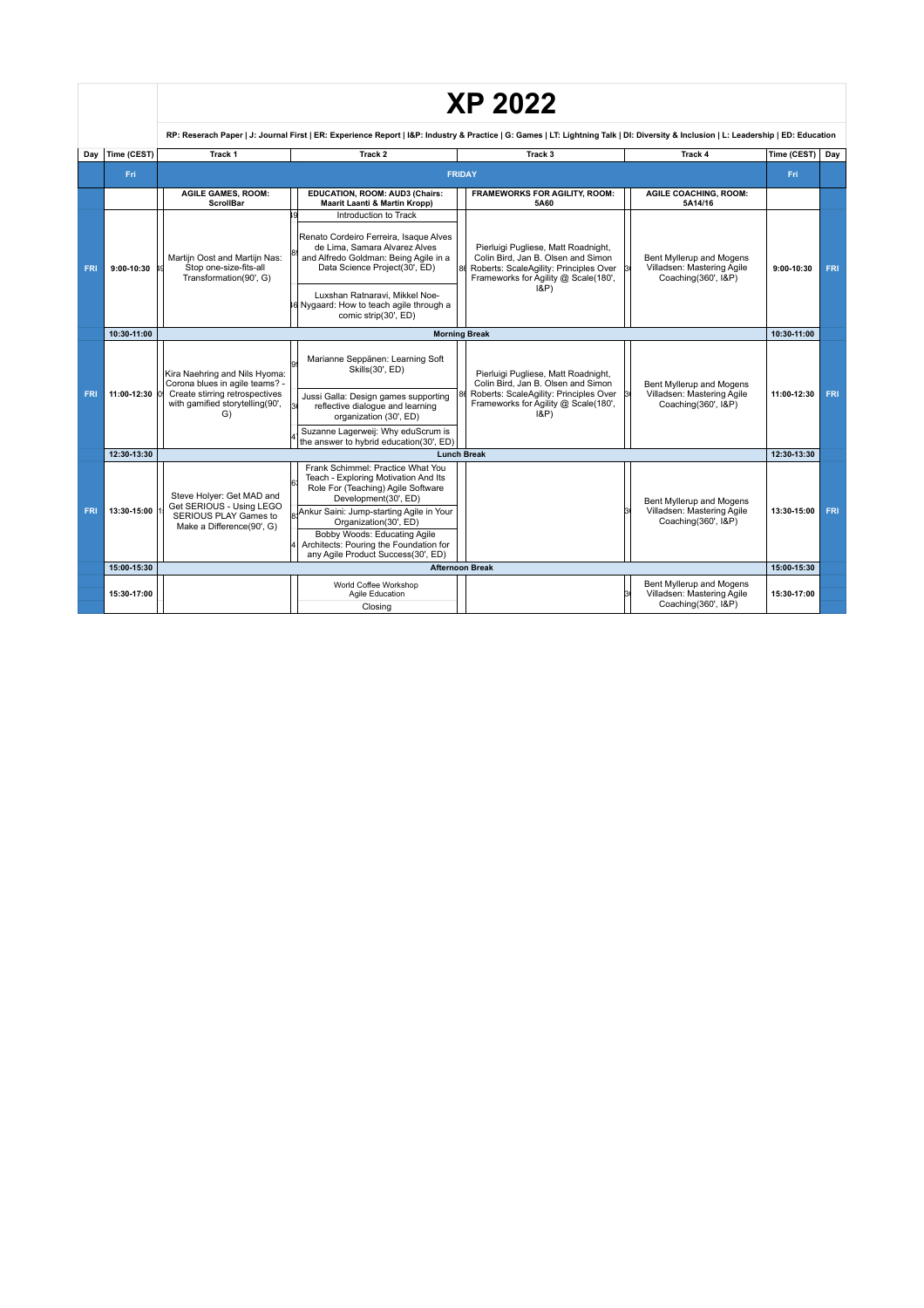# XP 2022

RP: Reserach Paper | J: Journal First | ER: Experience Report | I&P: Industry & Practice | G: Games | LT: Lightning Talk | DI: Diversity & Inclusion | L: Leadership | ED: Education

| Day | Time (CEST) | Track 1 | Track 2 | Track 3 | Track 4 | Time (CEST) | Day |
|---|---|---|---|---|---|---|---|
| | Fri | FRIDAY | | | | Fri | |
| | | AGILE GAMES, ROOM: ScrollBar | EDUCATION, ROOM: AUD3 (Chairs: Maarit Laanti & Martin Kropp) | FRAMEWORKS FOR AGILITY, ROOM: 5A60 | AGILE COACHING, ROOM: 5A14/16 | | |
| FRI | 9:00-10:30 | Martijn Oost and Martijn Nas: Stop one-size-fits-all Transformation(90', G) | Introduction to Track<br>Renato Cordeiro Ferreira, Isaque Alves de Lima, Samara Alvarez Alves and Alfredo Goldman: Being Agile in a Data Science Project(30', ED)<br>Luxshan Ratnaravi, Mikkel Noe-Nygaard: How to teach agile through a comic strip(30', ED) | Pierluigi Pugliese, Matt Roadnight, Colin Bird, Jan B. Olsen and Simon Roberts: ScaleAgility: Principles Over Frameworks for Agility @ Scale(180', I&P) | Bent Myllerup and Mogens Villadsen: Mastering Agile Coaching(360', I&P) | 9:00-10:30 | FRI |
| | 10:30-11:00 | Morning Break | | | | 10:30-11:00 | |
| FRI | 11:00-12:30 | Kira Naehring and Nils Hyoma: Corona blues in agile teams? - Create stirring retrospectives with gamified storytelling(90', G) | Marianne Seppänen: Learning Soft Skills(30', ED)<br>Jussi Galla: Design games supporting reflective dialogue and learning organization (30', ED)<br>Suzanne Lagerweij: Why eduScrum is the answer to hybrid education(30', ED) | Pierluigi Pugliese, Matt Roadnight, Colin Bird, Jan B. Olsen and Simon Roberts: ScaleAgility: Principles Over Frameworks for Agility @ Scale(180', I&P) | Bent Myllerup and Mogens Villadsen: Mastering Agile Coaching(360', I&P) | 11:00-12:30 | FRI |
| | 12:30-13:30 | Lunch Break | | | | 12:30-13:30 | |
| FRI | 13:30-15:00 | Steve Holyer: Get MAD and Get SERIOUS - Using LEGO SERIOUS PLAY Games to Make a Difference(90', G) | Frank Schimmel: Practice What You Teach - Exploring Motivation And Its Role For (Teaching) Agile Software Development(30', ED)<br>Ankur Saini: Jump-starting Agile in Your Organization(30', ED)<br>Bobby Woods: Educating Agile Architects: Pouring the Foundation for any Agile Product Success(30', ED) | | Bent Myllerup and Mogens Villadsen: Mastering Agile Coaching(360', I&P) | 13:30-15:00 | FRI |
| | 15:00-15:30 | Afternoon Break | | | | 15:00-15:30 | |
| | 15:30-17:00 | | World Coffee Workshop<br>Agile Education<br>Closing | | Bent Myllerup and Mogens Villadsen: Mastering Agile Coaching(360', I&P) | 15:30-17:00 | |